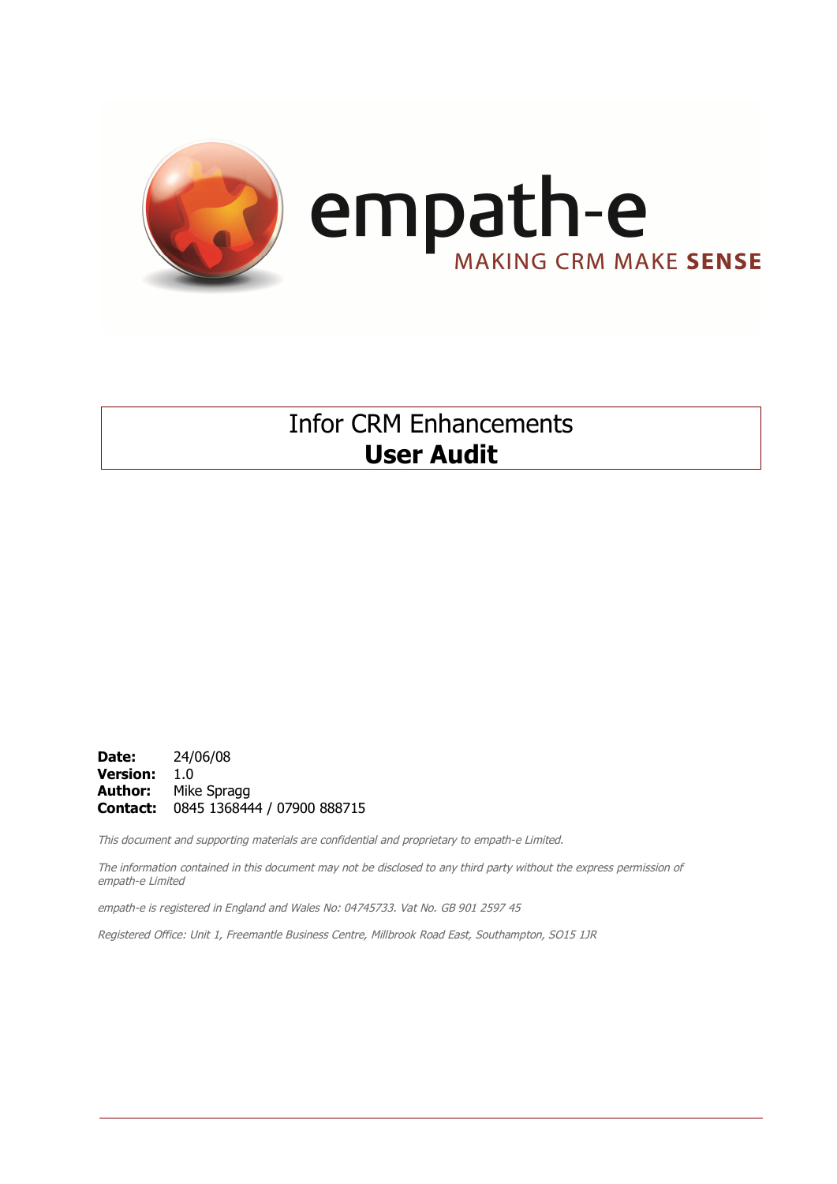empath-e

MAKING CRM MAKE **SENSE**

# Infor CRM Enhancements
# **User Audit**

**Date:** 24/06/08
**Version:** 1.0
**Author:** Mike Spragg
**Contact:** 0845 1368444 / 07900 888715

*This document and supporting materials are confidential and proprietary to empath-e Limited.*

*The information contained in this document may not be disclosed to any third party without the express permission of empath-e Limited*

*empath-e is registered in England and Wales No: 04745733. Vat No. GB 901 2597 45*

*Registered Office: Unit 1, Freemantle Business Centre, Millbrook Road East, Southampton, SO15 1JR*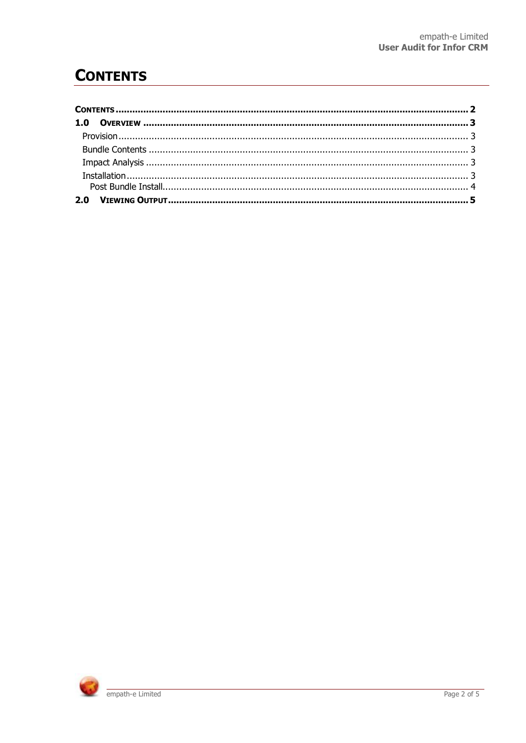# CONTENTS

| | |
|---|---|
| **CONTENTS** | **2** |
| **1.0 OVERVIEW** | **3** |
| Provision | 3 |
| Bundle Contents | 3 |
| Impact Analysis | 3 |
| Installation | 3 |
| Post Bundle Install | 4 |
| **2.0 VIEWING OUTPUT** | **5** |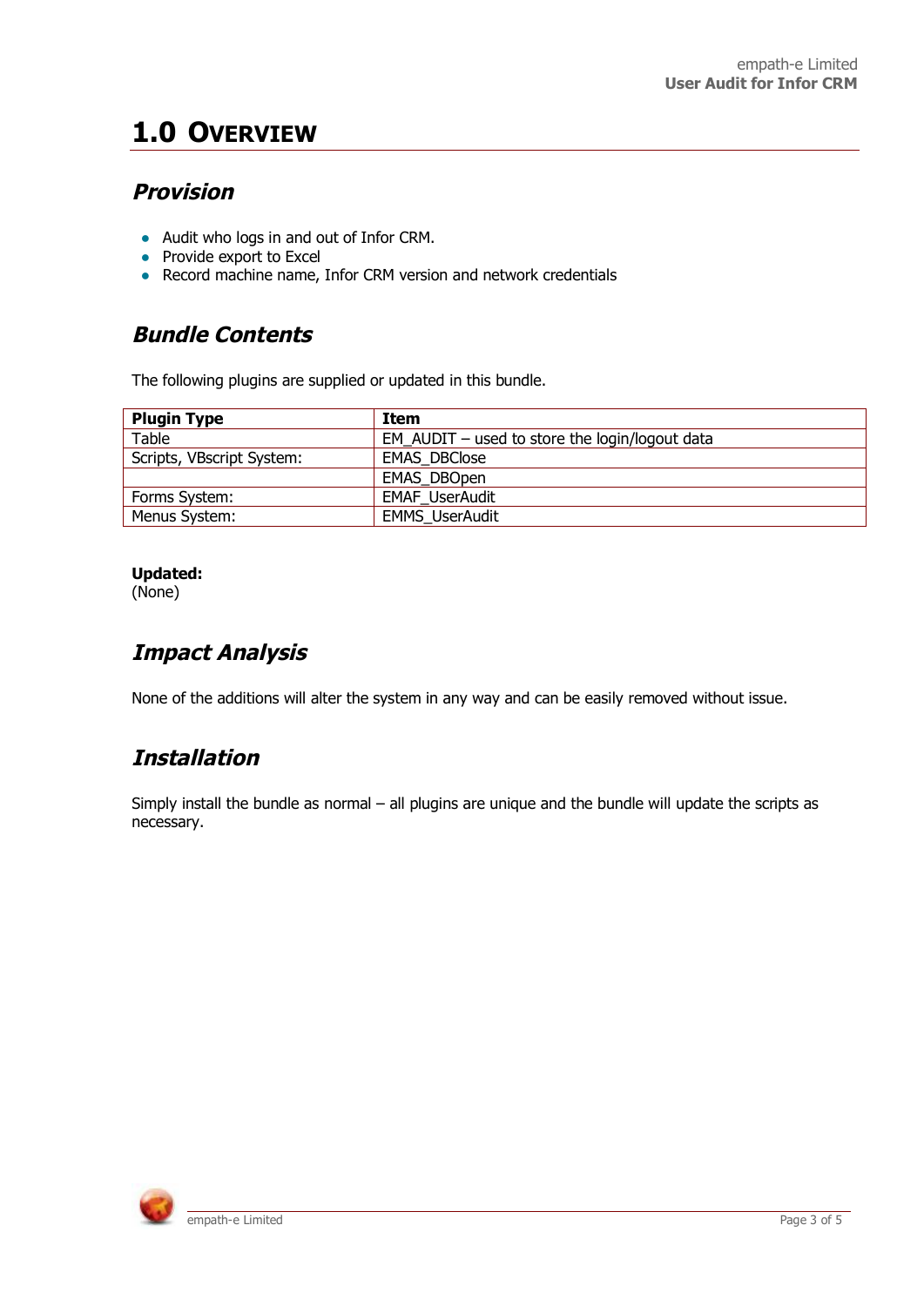# 1.0 Overview

## *Provision*

- Audit who logs in and out of Infor CRM.
- Provide export to Excel
- Record machine name, Infor CRM version and network credentials

## *Bundle Contents*

The following plugins are supplied or updated in this bundle.

| Plugin Type | Item |
|---|---|
| Table | EM_AUDIT – used to store the login/logout data |
| Scripts, VBscript System: | EMAS_DBClose |
| | EMAS_DBOpen |
| Forms System: | EMAF_UserAudit |
| Menus System: | EMMS_UserAudit |

**Updated:**
(None)

## *Impact Analysis*

None of the additions will alter the system in any way and can be easily removed without issue.

## *Installation*

Simply install the bundle as normal – all plugins are unique and the bundle will update the scripts as necessary.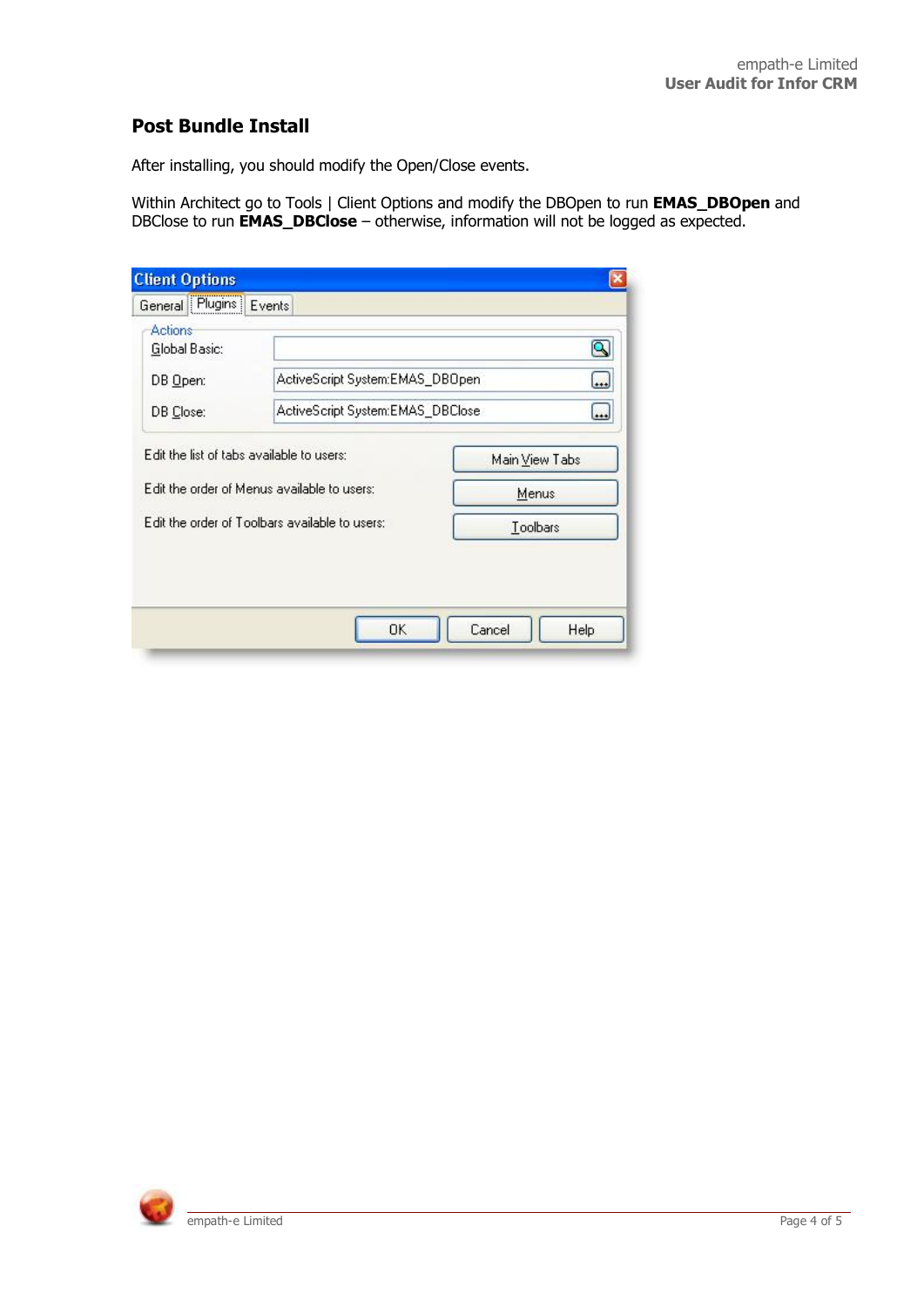## Post Bundle Install

After installing, you should modify the Open/Close events.

Within Architect go to Tools | Client Options and modify the DBOpen to run **EMAS_DBOpen** and DBClose to run **EMAS_DBClose** – otherwise, information will not be logged as expected.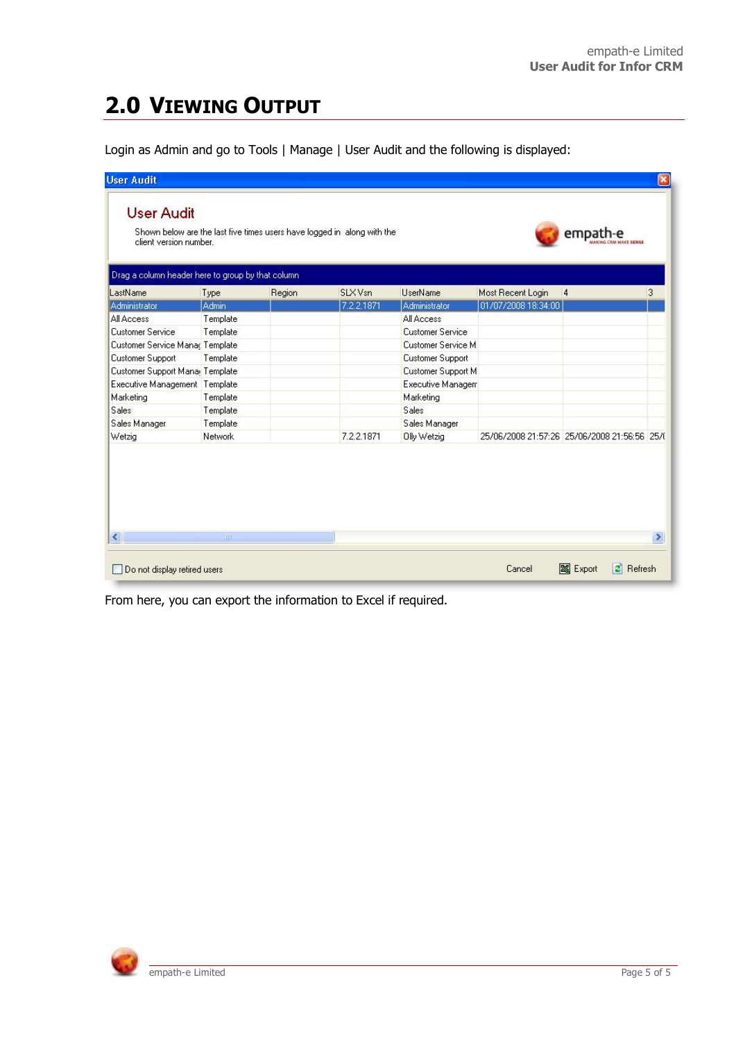## 2.0 VIEWING OUTPUT

Login as Admin and go to Tools | Manage | User Audit and the following is displayed:

**User Audit**

Shown below are the last five times users have logged in along with the client version number.

Drag a column header here to group by that column

| LastName | Type | Region | SLX Vsn | UserName | Most Recent Login | 4 | 3 |
|---|---|---|---|---|---|---|---|
| Administrator | Admin | | 7.2.2.1871 | Administrator | 01/07/2008 18:34:00 | | |
| All Access | Template | | | All Access | | | |
| Customer Service | Template | | | Customer Service | | | |
| Customer Service Manag | Template | | | Customer Service M | | | |
| Customer Support | Template | | | Customer Support | | | |
| Customer Support Mana | Template | | | Customer Support M | | | |
| Executive Management | Template | | | Executive Managem | | | |
| Marketing | Template | | | Marketing | | | |
| Sales | Template | | | Sales | | | |
| Sales Manager | Template | | | Sales Manager | | | |
| Wetzig | Network | | 7.2.2.1871 | Olly Wetzig | 25/06/2008 21:57:26 | 25/06/2008 21:56:56 | 25/( |

Do not display retired users    Cancel    Export    Refresh

From here, you can export the information to Excel if required.